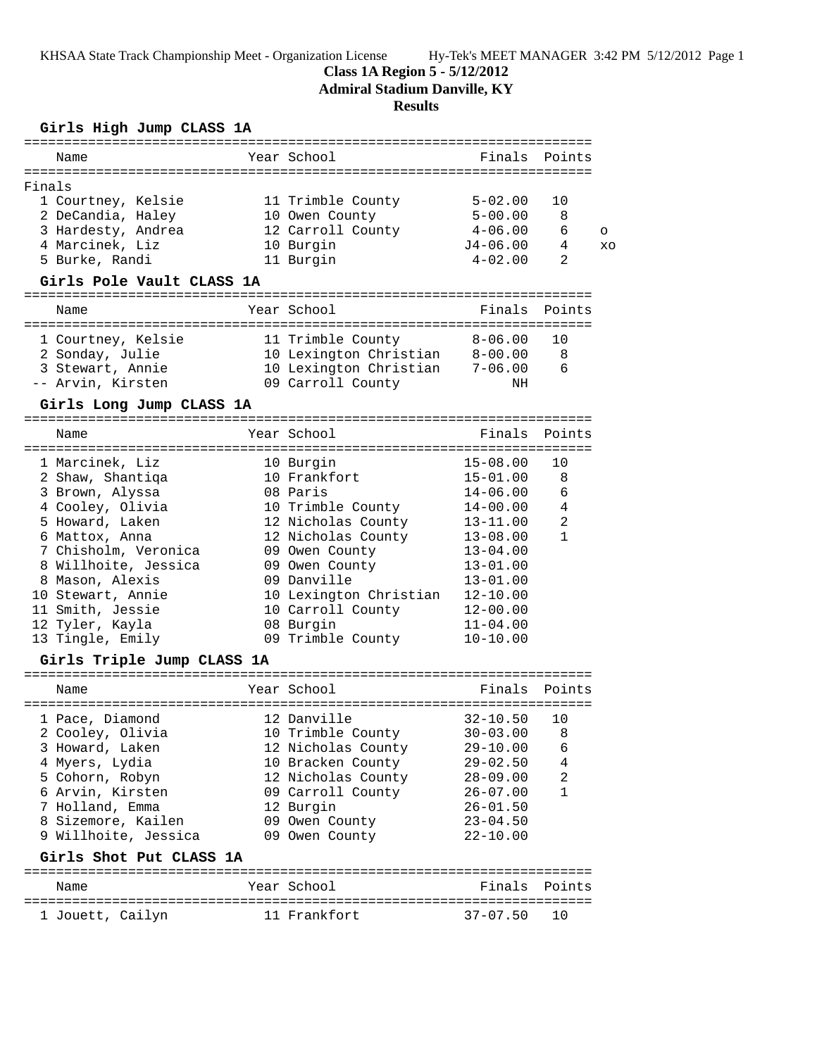**Class 1A Region 5 - 5/12/2012**

**Admiral Stadium Danville, KY**

**Results**

### Girls High Jump CLASS 1A

Finals

| Name | Year | School | Finals | Points | |
|---|---|---|---|---|---|
| 1 Courtney, Kelsie | 11 | Trimble County | 5-02.00 | 10 | |
| 2 DeCandia, Haley | 10 | Owen County | 5-00.00 | 8 | |
| 3 Hardesty, Andrea | 12 | Carroll County | 4-06.00 | 6 | o |
| 4 Marcinek, Liz | 10 | Burgin | J4-06.00 | 4 | xo |
| 5 Burke, Randi | 11 | Burgin | 4-02.00 | 2 | |

### Girls Pole Vault CLASS 1A

| Name | Year | School | Finals | Points |
|---|---|---|---|---|
| 1 Courtney, Kelsie | 11 | Trimble County | 8-06.00 | 10 |
| 2 Sonday, Julie | 10 | Lexington Christian | 8-00.00 | 8 |
| 3 Stewart, Annie | 10 | Lexington Christian | 7-06.00 | 6 |
| -- Arvin, Kirsten | 09 | Carroll County | NH | |

### Girls Long Jump CLASS 1A

| Name | Year | School | Finals | Points |
|---|---|---|---|---|
| 1 Marcinek, Liz | 10 | Burgin | 15-08.00 | 10 |
| 2 Shaw, Shantiqa | 10 | Frankfort | 15-01.00 | 8 |
| 3 Brown, Alyssa | 08 | Paris | 14-06.00 | 6 |
| 4 Cooley, Olivia | 10 | Trimble County | 14-00.00 | 4 |
| 5 Howard, Laken | 12 | Nicholas County | 13-11.00 | 2 |
| 6 Mattox, Anna | 12 | Nicholas County | 13-08.00 | 1 |
| 7 Chisholm, Veronica | 09 | Owen County | 13-04.00 | |
| 8 Willhoite, Jessica | 09 | Owen County | 13-01.00 | |
| 8 Mason, Alexis | 09 | Danville | 13-01.00 | |
| 10 Stewart, Annie | 10 | Lexington Christian | 12-10.00 | |
| 11 Smith, Jessie | 10 | Carroll County | 12-00.00 | |
| 12 Tyler, Kayla | 08 | Burgin | 11-04.00 | |
| 13 Tingle, Emily | 09 | Trimble County | 10-10.00 | |

### Girls Triple Jump CLASS 1A

| Name | Year | School | Finals | Points |
|---|---|---|---|---|
| 1 Pace, Diamond | 12 | Danville | 32-10.50 | 10 |
| 2 Cooley, Olivia | 10 | Trimble County | 30-03.00 | 8 |
| 3 Howard, Laken | 12 | Nicholas County | 29-10.00 | 6 |
| 4 Myers, Lydia | 10 | Bracken County | 29-02.50 | 4 |
| 5 Cohorn, Robyn | 12 | Nicholas County | 28-09.00 | 2 |
| 6 Arvin, Kirsten | 09 | Carroll County | 26-07.00 | 1 |
| 7 Holland, Emma | 12 | Burgin | 26-01.50 | |
| 8 Sizemore, Kailen | 09 | Owen County | 23-04.50 | |
| 9 Willhoite, Jessica | 09 | Owen County | 22-10.00 | |

### Girls Shot Put CLASS 1A

| Name | Year | School | Finals | Points |
|---|---|---|---|---|
| 1 Jouett, Cailyn | 11 | Frankfort | 37-07.50 | 10 |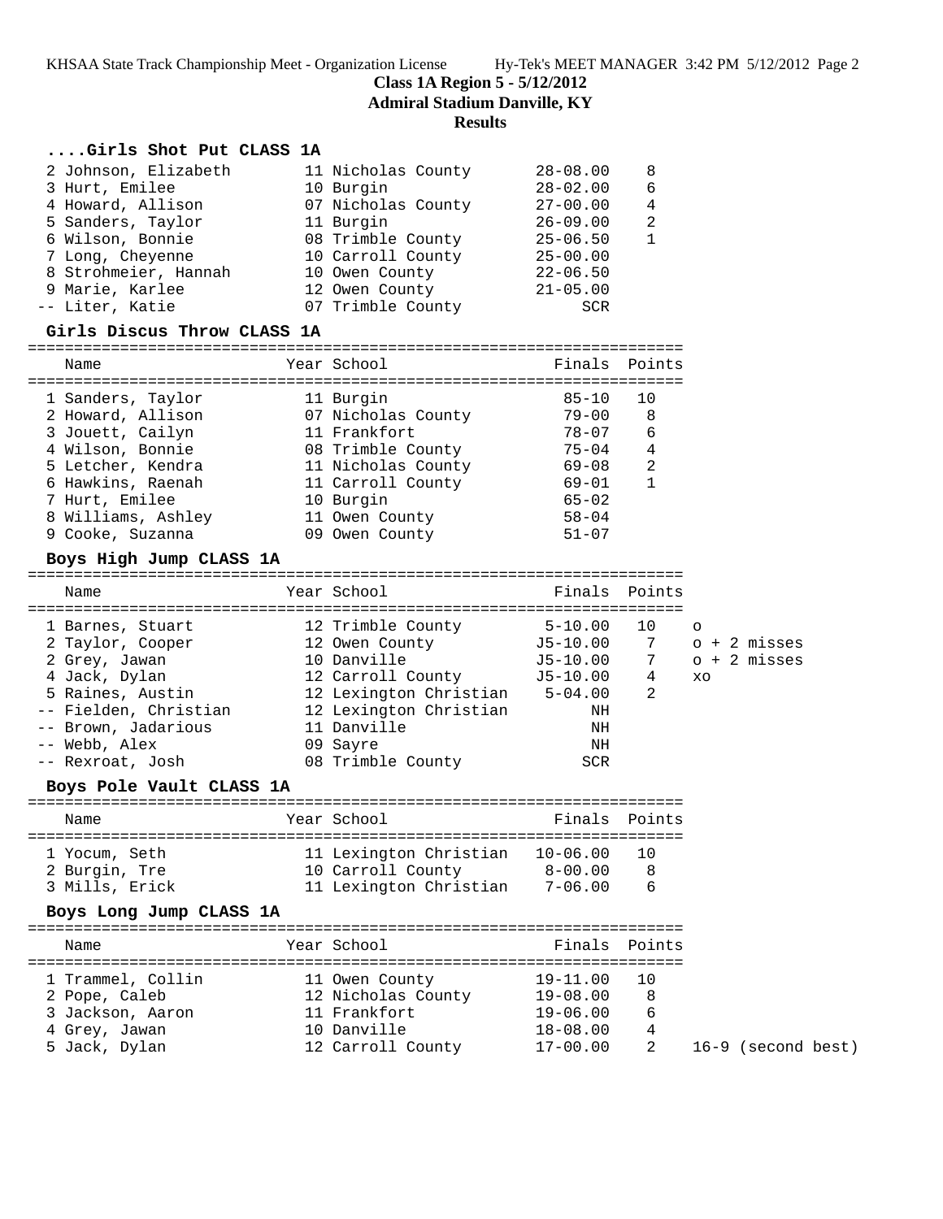**Class 1A Region 5 - 5/12/2012**

**Admiral Stadium Danville, KY**

**Results**

### ....Girls Shot Put CLASS 1A

| Place | Name | Year | School | Finals | Points |
|---|---|---|---|---|---|
| 2 | Johnson, Elizabeth | 11 | Nicholas County | 28-08.00 | 8 |
| 3 | Hurt, Emilee | 10 | Burgin | 28-02.00 | 6 |
| 4 | Howard, Allison | 07 | Nicholas County | 27-00.00 | 4 |
| 5 | Sanders, Taylor | 11 | Burgin | 26-09.00 | 2 |
| 6 | Wilson, Bonnie | 08 | Trimble County | 25-06.50 | 1 |
| 7 | Long, Cheyenne | 10 | Carroll County | 25-00.00 | |
| 8 | Strohmeier, Hannah | 10 | Owen County | 22-06.50 | |
| 9 | Marie, Karlee | 12 | Owen County | 21-05.00 | |
| -- | Liter, Katie | 07 | Trimble County | SCR | |

### Girls Discus Throw CLASS 1A

| Place | Name | Year | School | Finals | Points |
|---|---|---|---|---|---|
| 1 | Sanders, Taylor | 11 | Burgin | 85-10 | 10 |
| 2 | Howard, Allison | 07 | Nicholas County | 79-00 | 8 |
| 3 | Jouett, Cailyn | 11 | Frankfort | 78-07 | 6 |
| 4 | Wilson, Bonnie | 08 | Trimble County | 75-04 | 4 |
| 5 | Letcher, Kendra | 11 | Nicholas County | 69-08 | 2 |
| 6 | Hawkins, Raenah | 11 | Carroll County | 69-01 | 1 |
| 7 | Hurt, Emilee | 10 | Burgin | 65-02 | |
| 8 | Williams, Ashley | 11 | Owen County | 58-04 | |
| 9 | Cooke, Suzanna | 09 | Owen County | 51-07 | |

### Boys High Jump CLASS 1A

| Place | Name | Year | School | Finals | Points | |
|---|---|---|---|---|---|---|
| 1 | Barnes, Stuart | 12 | Trimble County | 5-10.00 | 10 | o |
| 2 | Taylor, Cooper | 12 | Owen County | J5-10.00 | 7 | o + 2 misses |
| 2 | Grey, Jawan | 10 | Danville | J5-10.00 | 7 | o + 2 misses |
| 4 | Jack, Dylan | 12 | Carroll County | J5-10.00 | 4 | xo |
| 5 | Raines, Austin | 12 | Lexington Christian | 5-04.00 | 2 | |
| -- | Fielden, Christian | 12 | Lexington Christian | NH | | |
| -- | Brown, Jadarious | 11 | Danville | NH | | |
| -- | Webb, Alex | 09 | Sayre | NH | | |
| -- | Rexroat, Josh | 08 | Trimble County | SCR | | |

### Boys Pole Vault CLASS 1A

| Place | Name | Year | School | Finals | Points |
|---|---|---|---|---|---|
| 1 | Yocum, Seth | 11 | Lexington Christian | 10-06.00 | 10 |
| 2 | Burgin, Tre | 10 | Carroll County | 8-00.00 | 8 |
| 3 | Mills, Erick | 11 | Lexington Christian | 7-06.00 | 6 |

### Boys Long Jump CLASS 1A

| Place | Name | Year | School | Finals | Points | |
|---|---|---|---|---|---|---|
| 1 | Trammel, Collin | 11 | Owen County | 19-11.00 | 10 | |
| 2 | Pope, Caleb | 12 | Nicholas County | 19-08.00 | 8 | |
| 3 | Jackson, Aaron | 11 | Frankfort | 19-06.00 | 6 | |
| 4 | Grey, Jawan | 10 | Danville | 18-08.00 | 4 | |
| 5 | Jack, Dylan | 12 | Carroll County | 17-00.00 | 2 | 16-9 (second best) |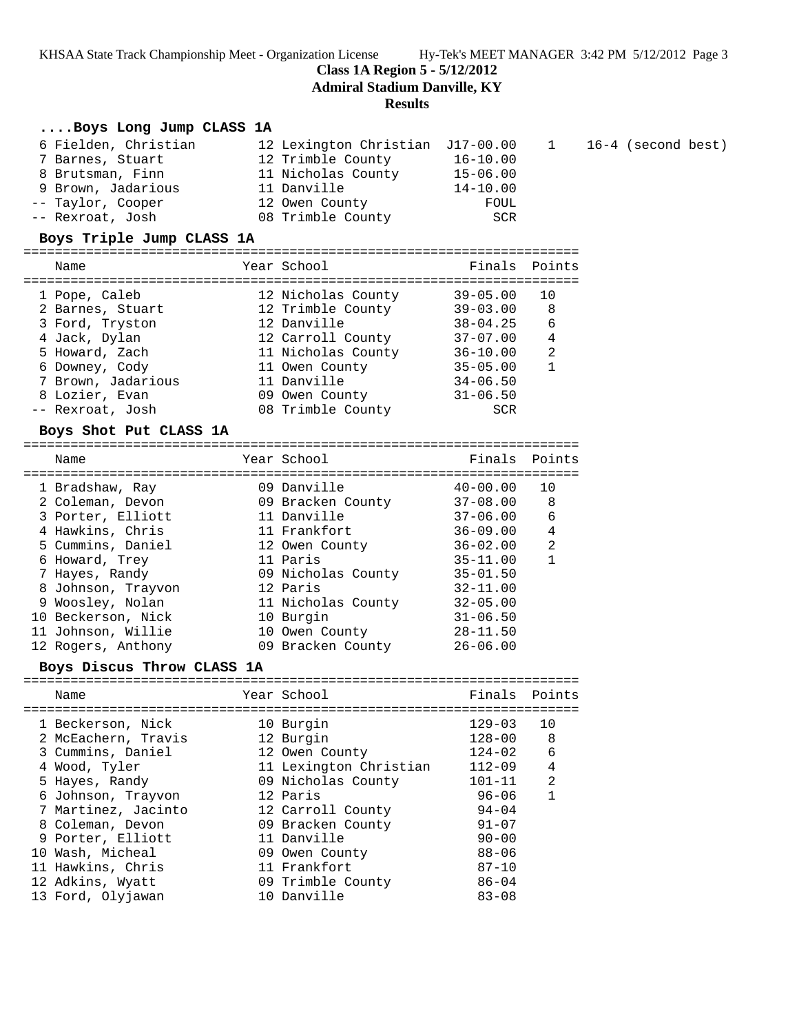# Class 1A Region 5 - 5/12/2012

## Admiral Stadium Danville, KY

## Results

### ....Boys Long Jump CLASS 1A

| Place | Name | Year | School | Finals | Points | |
|---|---|---|---|---|---|---|
| 6 | Fielden, Christian | 12 | Lexington Christian | J17-00.00 | 1 | 16-4 (second best) |
| 7 | Barnes, Stuart | 12 | Trimble County | 16-10.00 | | |
| 8 | Brutsman, Finn | 11 | Nicholas County | 15-06.00 | | |
| 9 | Brown, Jadarious | 11 | Danville | 14-10.00 | | |
| -- | Taylor, Cooper | 12 | Owen County | FOUL | | |
| -- | Rexroat, Josh | 08 | Trimble County | SCR | | |

### Boys Triple Jump CLASS 1A

| Place | Name | Year | School | Finals | Points |
|---|---|---|---|---|---|
| 1 | Pope, Caleb | 12 | Nicholas County | 39-05.00 | 10 |
| 2 | Barnes, Stuart | 12 | Trimble County | 39-03.00 | 8 |
| 3 | Ford, Tryston | 12 | Danville | 38-04.25 | 6 |
| 4 | Jack, Dylan | 12 | Carroll County | 37-07.00 | 4 |
| 5 | Howard, Zach | 11 | Nicholas County | 36-10.00 | 2 |
| 6 | Downey, Cody | 11 | Owen County | 35-05.00 | 1 |
| 7 | Brown, Jadarious | 11 | Danville | 34-06.50 | |
| 8 | Lozier, Evan | 09 | Owen County | 31-06.50 | |
| -- | Rexroat, Josh | 08 | Trimble County | SCR | |

### Boys Shot Put CLASS 1A

| Place | Name | Year | School | Finals | Points |
|---|---|---|---|---|---|
| 1 | Bradshaw, Ray | 09 | Danville | 40-00.00 | 10 |
| 2 | Coleman, Devon | 09 | Bracken County | 37-08.00 | 8 |
| 3 | Porter, Elliott | 11 | Danville | 37-06.00 | 6 |
| 4 | Hawkins, Chris | 11 | Frankfort | 36-09.00 | 4 |
| 5 | Cummins, Daniel | 12 | Owen County | 36-02.00 | 2 |
| 6 | Howard, Trey | 11 | Paris | 35-11.00 | 1 |
| 7 | Hayes, Randy | 09 | Nicholas County | 35-01.50 | |
| 8 | Johnson, Trayvon | 12 | Paris | 32-11.00 | |
| 9 | Woosley, Nolan | 11 | Nicholas County | 32-05.00 | |
| 10 | Beckerson, Nick | 10 | Burgin | 31-06.50 | |
| 11 | Johnson, Willie | 10 | Owen County | 28-11.50 | |
| 12 | Rogers, Anthony | 09 | Bracken County | 26-06.00 | |

### Boys Discus Throw CLASS 1A

| Place | Name | Year | School | Finals | Points |
|---|---|---|---|---|---|
| 1 | Beckerson, Nick | 10 | Burgin | 129-03 | 10 |
| 2 | McEachern, Travis | 12 | Burgin | 128-00 | 8 |
| 3 | Cummins, Daniel | 12 | Owen County | 124-02 | 6 |
| 4 | Wood, Tyler | 11 | Lexington Christian | 112-09 | 4 |
| 5 | Hayes, Randy | 09 | Nicholas County | 101-11 | 2 |
| 6 | Johnson, Trayvon | 12 | Paris | 96-06 | 1 |
| 7 | Martinez, Jacinto | 12 | Carroll County | 94-04 | |
| 8 | Coleman, Devon | 09 | Bracken County | 91-07 | |
| 9 | Porter, Elliott | 11 | Danville | 90-00 | |
| 10 | Wash, Micheal | 09 | Owen County | 88-06 | |
| 11 | Hawkins, Chris | 11 | Frankfort | 87-10 | |
| 12 | Adkins, Wyatt | 09 | Trimble County | 86-04 | |
| 13 | Ford, Olyjawan | 10 | Danville | 83-08 | |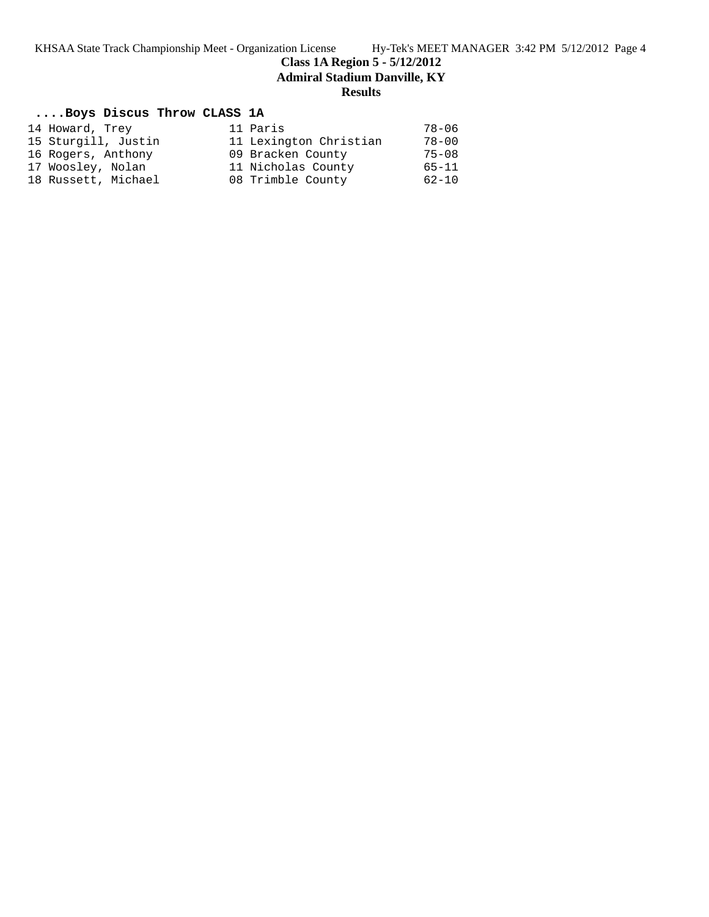**Class 1A Region 5 - 5/12/2012**

**Admiral Stadium Danville, KY**

**Results**

### ....Boys Discus Throw CLASS 1A

| | | | | |
|---|---|---|---|---|
| 14 | Howard, Trey | 11 | Paris | 78-06 |
| 15 | Sturgill, Justin | 11 | Lexington Christian | 78-00 |
| 16 | Rogers, Anthony | 09 | Bracken County | 75-08 |
| 17 | Woosley, Nolan | 11 | Nicholas County | 65-11 |
| 18 | Russett, Michael | 08 | Trimble County | 62-10 |